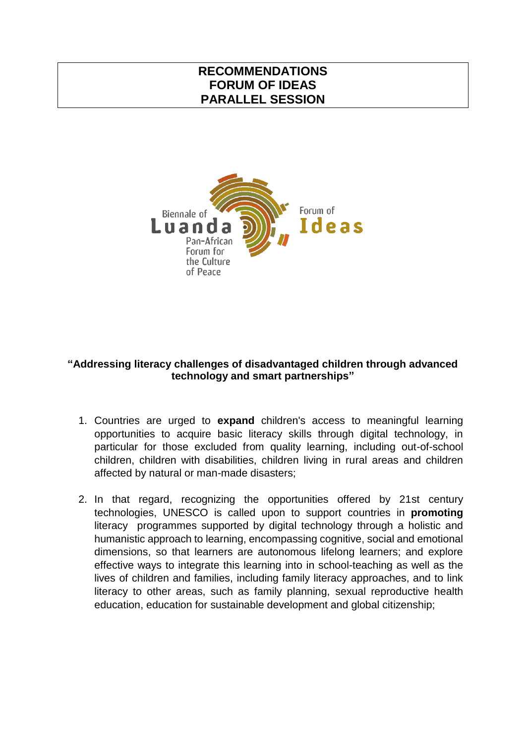# RECOMMENDATIONS
# FORUM OF IDEAS
# PARALLEL SESSION

Biennale of Luanda
Pan-African Forum for the Culture of Peace

Forum of Ideas

**“Addressing literacy challenges of disadvantaged children through advanced technology and smart partnerships”**

1. Countries are urged to **expand** children's access to meaningful learning opportunities to acquire basic literacy skills through digital technology, in particular for those excluded from quality learning, including out-of-school children, children with disabilities, children living in rural areas and children affected by natural or man-made disasters;

2. In that regard, recognizing the opportunities offered by 21st century technologies, UNESCO is called upon to support countries in **promoting** literacy programmes supported by digital technology through a holistic and humanistic approach to learning, encompassing cognitive, social and emotional dimensions, so that learners are autonomous lifelong learners; and explore effective ways to integrate this learning into in school-teaching as well as the lives of children and families, including family literacy approaches, and to link literacy to other areas, such as family planning, sexual reproductive health education, education for sustainable development and global citizenship;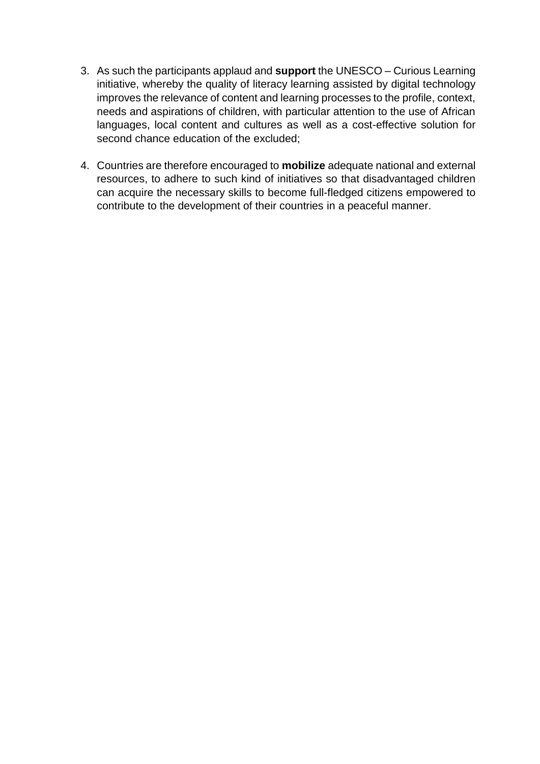3. As such the participants applaud and **support** the UNESCO – Curious Learning initiative, whereby the quality of literacy learning assisted by digital technology improves the relevance of content and learning processes to the profile, context, needs and aspirations of children, with particular attention to the use of African languages, local content and cultures as well as a cost-effective solution for second chance education of the excluded;

4. Countries are therefore encouraged to **mobilize** adequate national and external resources, to adhere to such kind of initiatives so that disadvantaged children can acquire the necessary skills to become full-fledged citizens empowered to contribute to the development of their countries in a peaceful manner.